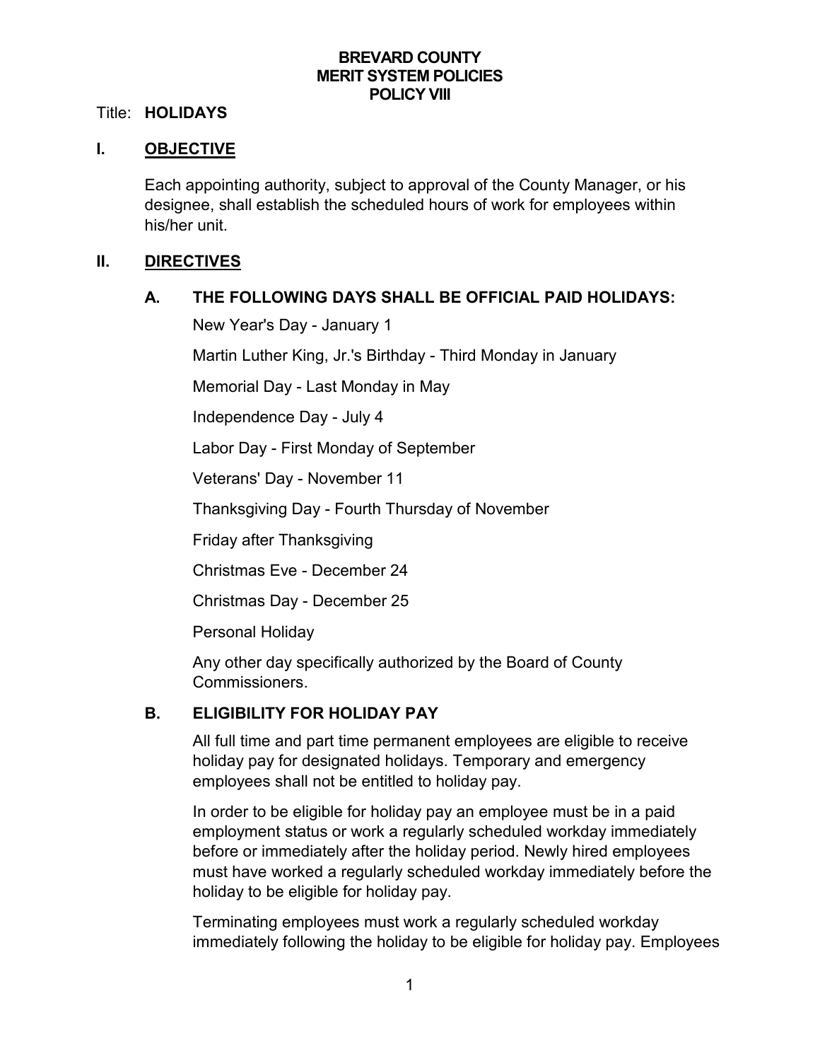# BREVARD COUNTY
# MERIT SYSTEM POLICIES
# POLICY VIII

Title: **HOLIDAYS**

## I. OBJECTIVE

Each appointing authority, subject to approval of the County Manager, or his designee, shall establish the scheduled hours of work for employees within his/her unit.

## II. DIRECTIVES

### A. THE FOLLOWING DAYS SHALL BE OFFICIAL PAID HOLIDAYS:

New Year's Day - January 1

Martin Luther King, Jr.'s Birthday - Third Monday in January

Memorial Day - Last Monday in May

Independence Day - July 4

Labor Day - First Monday of September

Veterans' Day - November 11

Thanksgiving Day - Fourth Thursday of November

Friday after Thanksgiving

Christmas Eve - December 24

Christmas Day - December 25

Personal Holiday

Any other day specifically authorized by the Board of County Commissioners.

### B. ELIGIBILITY FOR HOLIDAY PAY

All full time and part time permanent employees are eligible to receive holiday pay for designated holidays. Temporary and emergency employees shall not be entitled to holiday pay.

In order to be eligible for holiday pay an employee must be in a paid employment status or work a regularly scheduled workday immediately before or immediately after the holiday period. Newly hired employees must have worked a regularly scheduled workday immediately before the holiday to be eligible for holiday pay.

Terminating employees must work a regularly scheduled workday immediately following the holiday to be eligible for holiday pay. Employees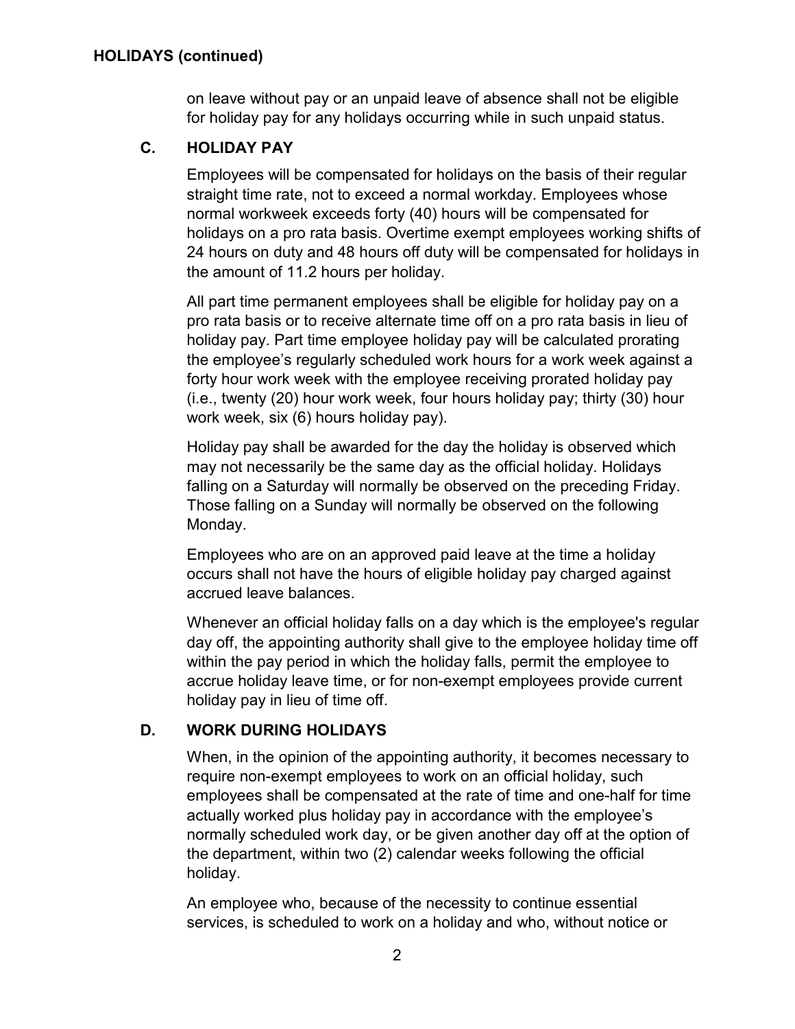## HOLIDAYS (continued)

on leave without pay or an unpaid leave of absence shall not be eligible for holiday pay for any holidays occurring while in such unpaid status.

### C. HOLIDAY PAY

Employees will be compensated for holidays on the basis of their regular straight time rate, not to exceed a normal workday. Employees whose normal workweek exceeds forty (40) hours will be compensated for holidays on a pro rata basis. Overtime exempt employees working shifts of 24 hours on duty and 48 hours off duty will be compensated for holidays in the amount of 11.2 hours per holiday.

All part time permanent employees shall be eligible for holiday pay on a pro rata basis or to receive alternate time off on a pro rata basis in lieu of holiday pay. Part time employee holiday pay will be calculated prorating the employee's regularly scheduled work hours for a work week against a forty hour work week with the employee receiving prorated holiday pay (i.e., twenty (20) hour work week, four hours holiday pay; thirty (30) hour work week, six (6) hours holiday pay).

Holiday pay shall be awarded for the day the holiday is observed which may not necessarily be the same day as the official holiday. Holidays falling on a Saturday will normally be observed on the preceding Friday. Those falling on a Sunday will normally be observed on the following Monday.

Employees who are on an approved paid leave at the time a holiday occurs shall not have the hours of eligible holiday pay charged against accrued leave balances.

Whenever an official holiday falls on a day which is the employee's regular day off, the appointing authority shall give to the employee holiday time off within the pay period in which the holiday falls, permit the employee to accrue holiday leave time, or for non-exempt employees provide current holiday pay in lieu of time off.

### D. WORK DURING HOLIDAYS

When, in the opinion of the appointing authority, it becomes necessary to require non-exempt employees to work on an official holiday, such employees shall be compensated at the rate of time and one-half for time actually worked plus holiday pay in accordance with the employee's normally scheduled work day, or be given another day off at the option of the department, within two (2) calendar weeks following the official holiday.

An employee who, because of the necessity to continue essential services, is scheduled to work on a holiday and who, without notice or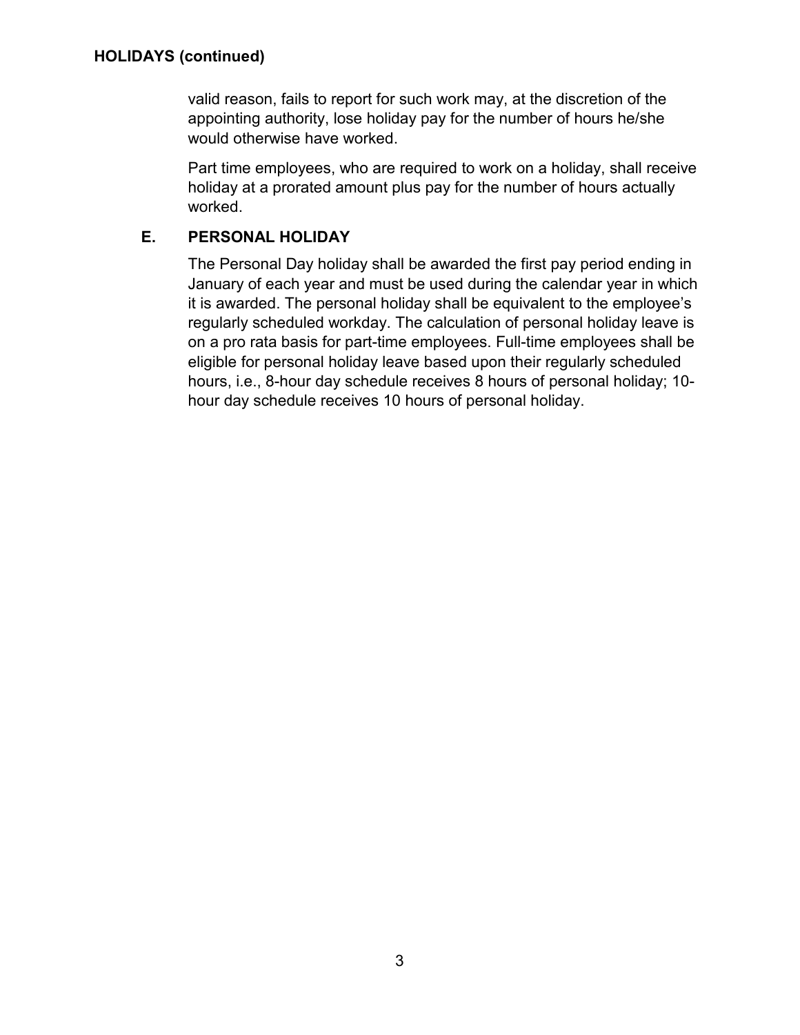valid reason, fails to report for such work may, at the discretion of the appointing authority, lose holiday pay for the number of hours he/she would otherwise have worked.

Part time employees, who are required to work on a holiday, shall receive holiday at a prorated amount plus pay for the number of hours actually worked.

### E. PERSONAL HOLIDAY

The Personal Day holiday shall be awarded the first pay period ending in January of each year and must be used during the calendar year in which it is awarded. The personal holiday shall be equivalent to the employee's regularly scheduled workday. The calculation of personal holiday leave is on a pro rata basis for part-time employees. Full-time employees shall be eligible for personal holiday leave based upon their regularly scheduled hours, i.e., 8-hour day schedule receives 8 hours of personal holiday; 10-hour day schedule receives 10 hours of personal holiday.